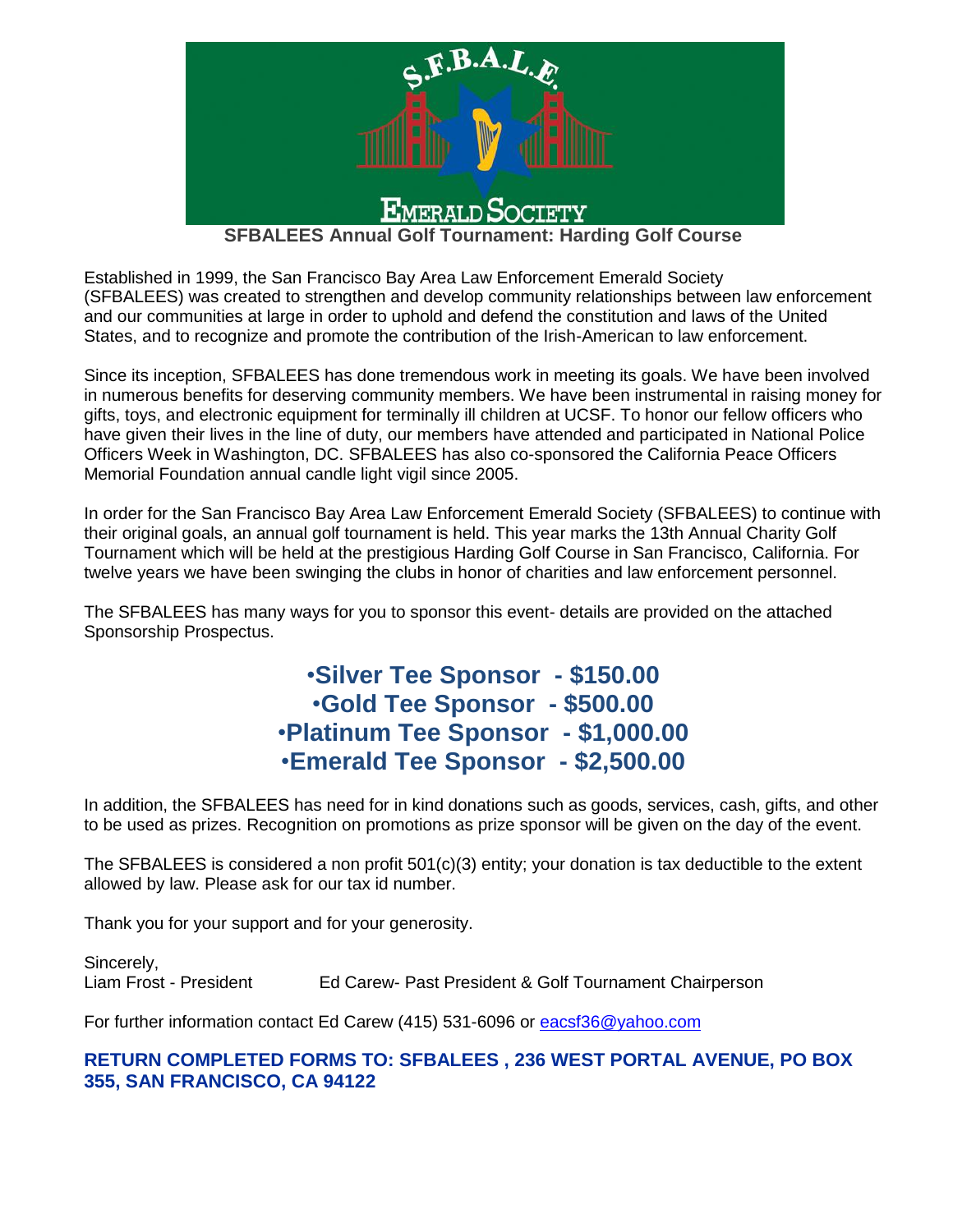S.F.B.A.L.E.

EMERALD SOCIETY

**SFBALEES Annual Golf Tournament: Harding Golf Course**

Established in 1999, the San Francisco Bay Area Law Enforcement Emerald Society (SFBALEES) was created to strengthen and develop community relationships between law enforcement and our communities at large in order to uphold and defend the constitution and laws of the United States, and to recognize and promote the contribution of the Irish-American to law enforcement.

Since its inception, SFBALEES has done tremendous work in meeting its goals. We have been involved in numerous benefits for deserving community members. We have been instrumental in raising money for gifts, toys, and electronic equipment for terminally ill children at UCSF. To honor our fellow officers who have given their lives in the line of duty, our members have attended and participated in National Police Officers Week in Washington, DC. SFBALEES has also co-sponsored the California Peace Officers Memorial Foundation annual candle light vigil since 2005.

In order for the San Francisco Bay Area Law Enforcement Emerald Society (SFBALEES) to continue with their original goals, an annual golf tournament is held. This year marks the 13th Annual Charity Golf Tournament which will be held at the prestigious Harding Golf Course in San Francisco, California. For twelve years we have been swinging the clubs in honor of charities and law enforcement personnel.

The SFBALEES has many ways for you to sponsor this event- details are provided on the attached Sponsorship Prospectus.

- **Silver Tee Sponsor - $150.00**
- **Gold Tee Sponsor - $500.00**
- **Platinum Tee Sponsor - $1,000.00**
- **Emerald Tee Sponsor - $2,500.00**

In addition, the SFBALEES has need for in kind donations such as goods, services, cash, gifts, and other to be used as prizes. Recognition on promotions as prize sponsor will be given on the day of the event.

The SFBALEES is considered a non profit 501(c)(3) entity; your donation is tax deductible to the extent allowed by law. Please ask for our tax id number.

Thank you for your support and for your generosity.

Sincerely,
Liam Frost - President    Ed Carew- Past President & Golf Tournament Chairperson

For further information contact Ed Carew (415) 531-6096 or eacsf36@yahoo.com

**RETURN COMPLETED FORMS TO: SFBALEES , 236 WEST PORTAL AVENUE, PO BOX 355, SAN FRANCISCO, CA 94122**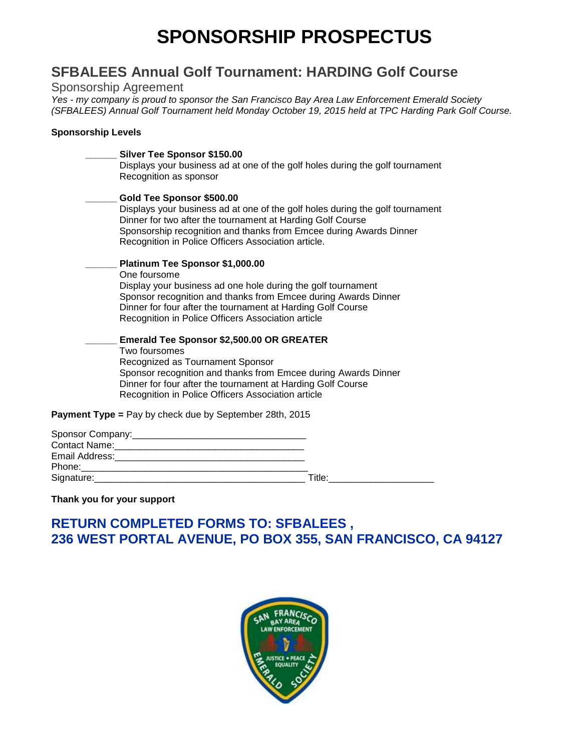# SPONSORSHIP PROSPECTUS

## SFBALEES Annual Golf Tournament: HARDING Golf Course

Sponsorship Agreement

*Yes - my company is proud to sponsor the San Francisco Bay Area Law Enforcement Emerald Society (SFBALEES) Annual Golf Tournament held Monday October 19, 2015 held at TPC Harding Park Golf Course.*

**Sponsorship Levels**

______ **Silver Tee Sponsor $150.00**
Displays your business ad at one of the golf holes during the golf tournament
Recognition as sponsor

______ **Gold Tee Sponsor $500.00**
Displays your business ad at one of the golf holes during the golf tournament
Dinner for two after the tournament at Harding Golf Course
Sponsorship recognition and thanks from Emcee during Awards Dinner
Recognition in Police Officers Association article.

______ **Platinum Tee Sponsor $1,000.00**
One foursome
Display your business ad one hole during the golf tournament
Sponsor recognition and thanks from Emcee during Awards Dinner
Dinner for four after the tournament at Harding Golf Course
Recognition in Police Officers Association article

______ **Emerald Tee Sponsor $2,500.00 OR GREATER**
Two foursomes
Recognized as Tournament Sponsor
Sponsor recognition and thanks from Emcee during Awards Dinner
Dinner for four after the tournament at Harding Golf Course
Recognition in Police Officers Association article

**Payment Type =** Pay by check due by September 28th, 2015

Sponsor Company:________________________________
Contact Name:___________________________________
Email Address:___________________________________
Phone:_________________________________________
Signature:______________________________________ Title:___________________

**Thank you for your support**

## RETURN COMPLETED FORMS TO: SFBALEES , 236 WEST PORTAL AVENUE, PO BOX 355, SAN FRANCISCO, CA 94127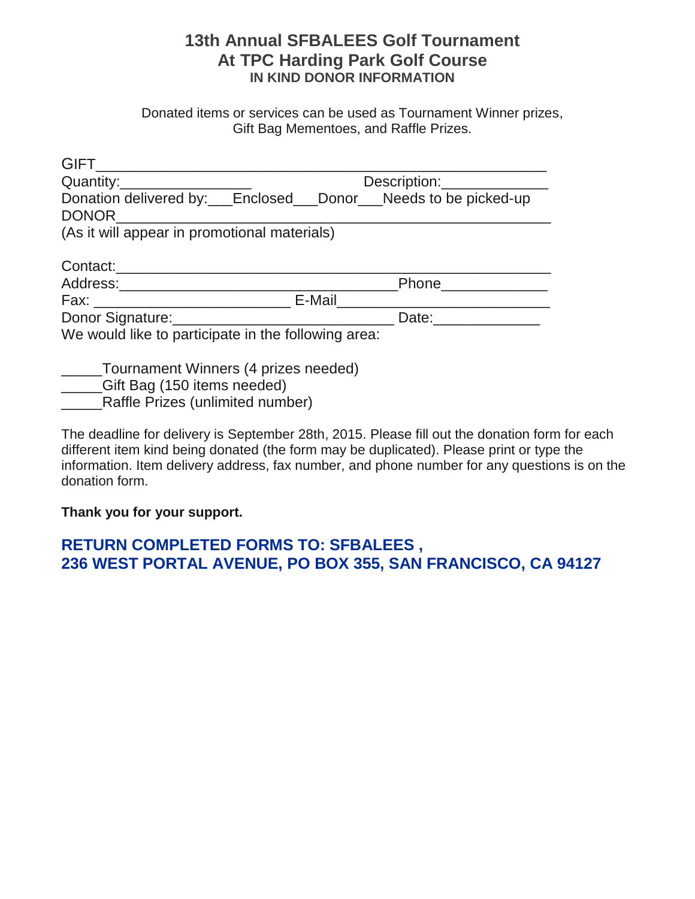# 13th Annual SFBALEES Golf Tournament
## At TPC Harding Park Golf Course
### IN KIND DONOR INFORMATION

Donated items or services can be used as Tournament Winner prizes, Gift Bag Mementoes, and Raffle Prizes.

GIFT_______________________________________________________

Quantity:________________ Description:_____________

Donation delivered by:___Enclosed___Donor___Needs to be picked-up

DONOR_____________________________________________________

(As it will appear in promotional materials)

Contact:____________________________________________________

Address:__________________________________Phone_____________

Fax: ________________________ E-Mail__________________________

Donor Signature:___________________________ Date:_____________

We would like to participate in the following area:

_____Tournament Winners (4 prizes needed)

_____Gift Bag (150 items needed)

_____Raffle Prizes (unlimited number)

The deadline for delivery is September 28th, 2015. Please fill out the donation form for each different item kind being donated (the form may be duplicated). Please print or type the information. Item delivery address, fax number, and phone number for any questions is on the donation form.

**Thank you for your support.**

**RETURN COMPLETED FORMS TO: SFBALEES ,**
**236 WEST PORTAL AVENUE, PO BOX 355, SAN FRANCISCO, CA 94127**